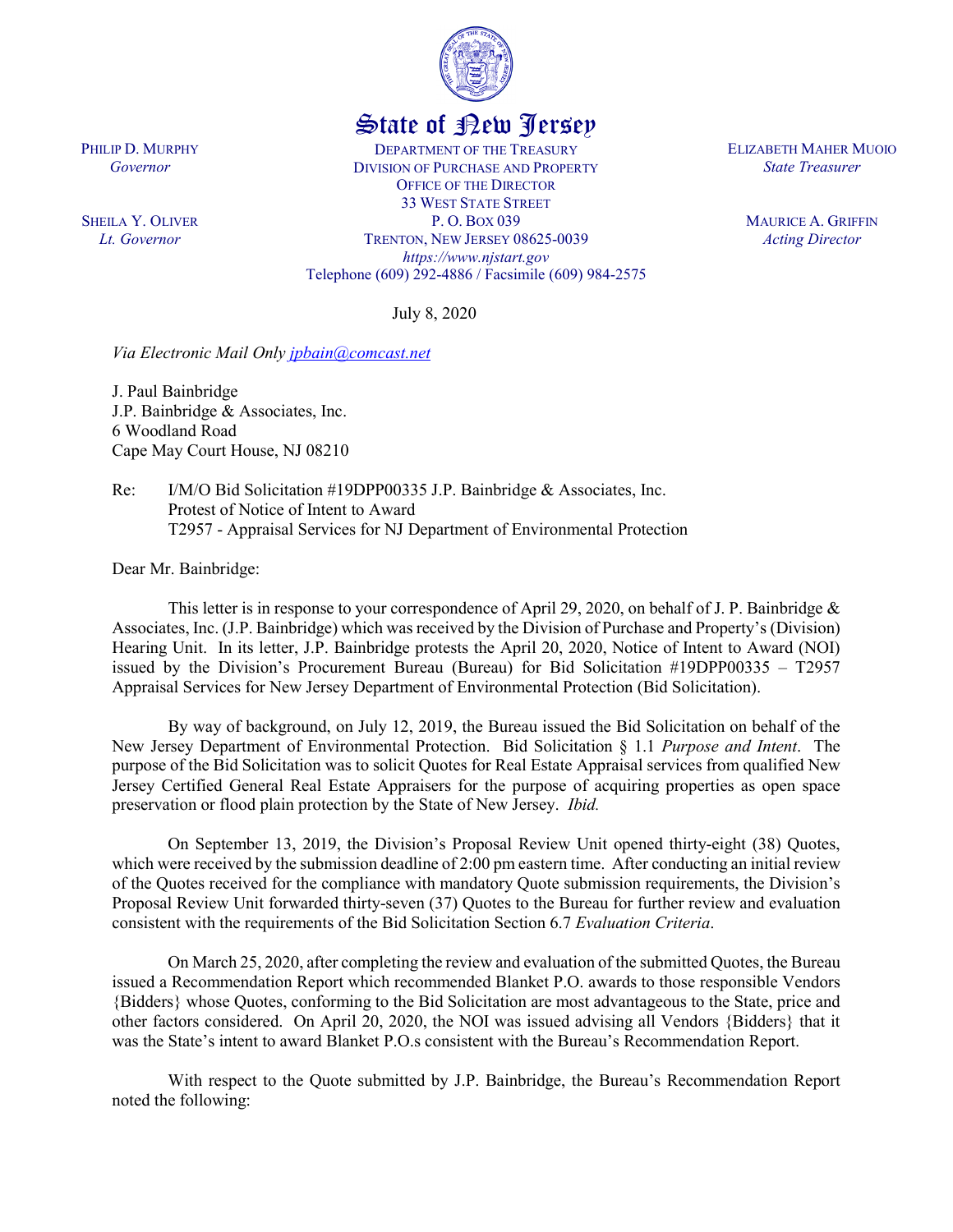# State of New Jersey

PHILIP D. MURPHY
*Governor*

SHEILA Y. OLIVER
*Lt. Governor*

DEPARTMENT OF THE TREASURY
DIVISION OF PURCHASE AND PROPERTY
OFFICE OF THE DIRECTOR
33 WEST STATE STREET
P. O. BOX 039
TRENTON, NEW JERSEY 08625-0039
*https://www.njstart.gov*
Telephone (609) 292-4886 / Facsimile (609) 984-2575

ELIZABETH MAHER MUOIO
*State Treasurer*

MAURICE A. GRIFFIN
*Acting Director*

July 8, 2020

*Via Electronic Mail Only jpbain@comcast.net*

J. Paul Bainbridge
J.P. Bainbridge & Associates, Inc.
6 Woodland Road
Cape May Court House, NJ 08210

Re: I/M/O Bid Solicitation #19DPP00335 J.P. Bainbridge & Associates, Inc.
Protest of Notice of Intent to Award
T2957 - Appraisal Services for NJ Department of Environmental Protection

Dear Mr. Bainbridge:

This letter is in response to your correspondence of April 29, 2020, on behalf of J. P. Bainbridge & Associates, Inc. (J.P. Bainbridge) which was received by the Division of Purchase and Property's (Division) Hearing Unit. In its letter, J.P. Bainbridge protests the April 20, 2020, Notice of Intent to Award (NOI) issued by the Division's Procurement Bureau (Bureau) for Bid Solicitation #19DPP00335 – T2957 Appraisal Services for New Jersey Department of Environmental Protection (Bid Solicitation).

By way of background, on July 12, 2019, the Bureau issued the Bid Solicitation on behalf of the New Jersey Department of Environmental Protection. Bid Solicitation § 1.1 *Purpose and Intent*. The purpose of the Bid Solicitation was to solicit Quotes for Real Estate Appraisal services from qualified New Jersey Certified General Real Estate Appraisers for the purpose of acquiring properties as open space preservation or flood plain protection by the State of New Jersey. *Ibid.*

On September 13, 2019, the Division's Proposal Review Unit opened thirty-eight (38) Quotes, which were received by the submission deadline of 2:00 pm eastern time. After conducting an initial review of the Quotes received for the compliance with mandatory Quote submission requirements, the Division's Proposal Review Unit forwarded thirty-seven (37) Quotes to the Bureau for further review and evaluation consistent with the requirements of the Bid Solicitation Section 6.7 *Evaluation Criteria*.

On March 25, 2020, after completing the review and evaluation of the submitted Quotes, the Bureau issued a Recommendation Report which recommended Blanket P.O. awards to those responsible Vendors {Bidders} whose Quotes, conforming to the Bid Solicitation are most advantageous to the State, price and other factors considered. On April 20, 2020, the NOI was issued advising all Vendors {Bidders} that it was the State's intent to award Blanket P.O.s consistent with the Bureau's Recommendation Report.

With respect to the Quote submitted by J.P. Bainbridge, the Bureau's Recommendation Report noted the following: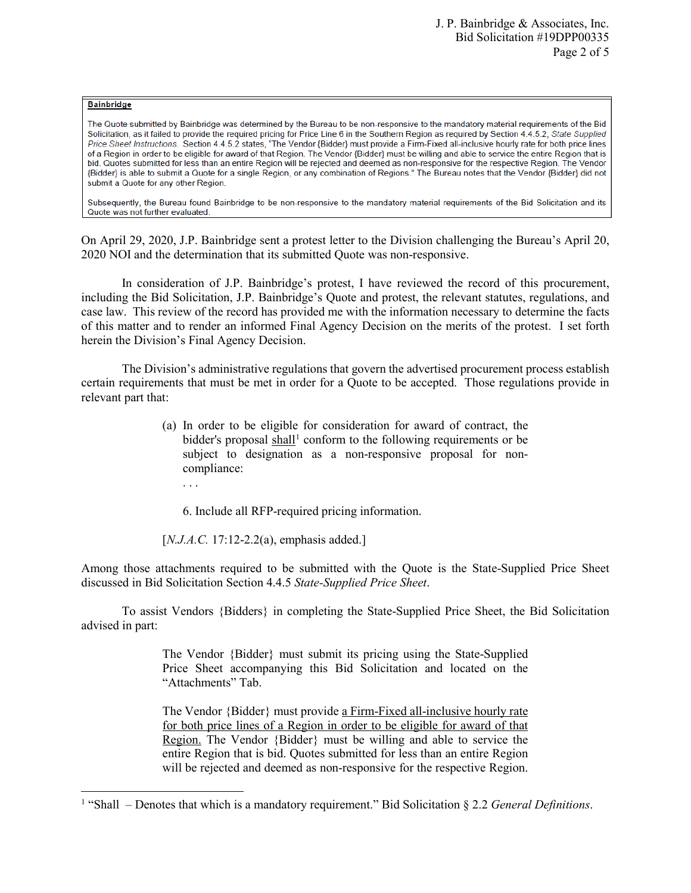**Bainbridge**

The Quote submitted by Bainbridge was determined by the Bureau to be non-responsive to the mandatory material requirements of the Bid Solicitation, as it failed to provide the required pricing for Price Line 6 in the Southern Region as required by Section 4.4.5.2, *State Supplied Price Sheet Instructions*. Section 4.4.5.2 states, "The Vendor {Bidder} must provide a Firm-Fixed all-inclusive hourly rate for both price lines of a Region in order to be eligible for award of that Region. The Vendor {Bidder} must be willing and able to service the entire Region that is bid. Quotes submitted for less than an entire Region will be rejected and deemed as non-responsive for the respective Region. The Vendor {Bidder} is able to submit a Quote for a single Region, or any combination of Regions." The Bureau notes that the Vendor {Bidder} did not submit a Quote for any other Region.

Subsequently, the Bureau found Bainbridge to be non-responsive to the mandatory material requirements of the Bid Solicitation and its Quote was not further evaluated.

On April 29, 2020, J.P. Bainbridge sent a protest letter to the Division challenging the Bureau's April 20, 2020 NOI and the determination that its submitted Quote was non-responsive.

In consideration of J.P. Bainbridge's protest, I have reviewed the record of this procurement, including the Bid Solicitation, J.P. Bainbridge's Quote and protest, the relevant statutes, regulations, and case law. This review of the record has provided me with the information necessary to determine the facts of this matter and to render an informed Final Agency Decision on the merits of the protest. I set forth herein the Division's Final Agency Decision.

The Division's administrative regulations that govern the advertised procurement process establish certain requirements that must be met in order for a Quote to be accepted. Those regulations provide in relevant part that:

> (a) In order to be eligible for consideration for award of contract, the bidder's proposal shall[1] conform to the following requirements or be subject to designation as a non-responsive proposal for non-compliance:
>
> . . .
>
> 6. Include all RFP-required pricing information.
>
> [*N.J.A.C.* 17:12-2.2(a), emphasis added.]

Among those attachments required to be submitted with the Quote is the State-Supplied Price Sheet discussed in Bid Solicitation Section 4.4.5 *State-Supplied Price Sheet*.

To assist Vendors {Bidders} in completing the State-Supplied Price Sheet, the Bid Solicitation advised in part:

> The Vendor {Bidder} must submit its pricing using the State-Supplied Price Sheet accompanying this Bid Solicitation and located on the "Attachments" Tab.
>
> The Vendor {Bidder} must provide a Firm-Fixed all-inclusive hourly rate for both price lines of a Region in order to be eligible for award of that Region. The Vendor {Bidder} must be willing and able to service the entire Region that is bid. Quotes submitted for less than an entire Region will be rejected and deemed as non-responsive for the respective Region.

[1] "Shall – Denotes that which is a mandatory requirement." Bid Solicitation § 2.2 *General Definitions*.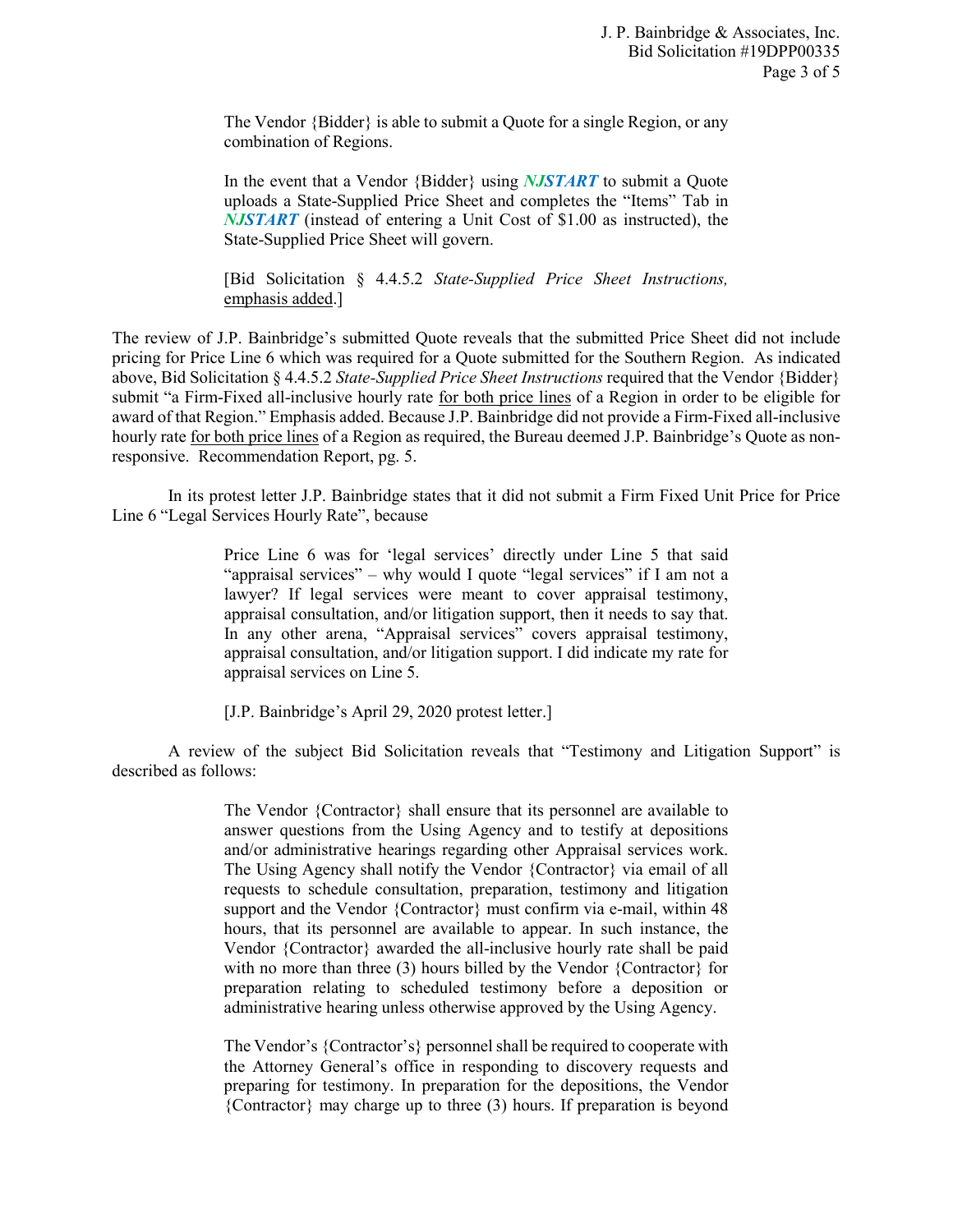> The Vendor {Bidder} is able to submit a Quote for a single Region, or any combination of Regions.
>
> In the event that a Vendor {Bidder} using ***NJSTART*** to submit a Quote uploads a State-Supplied Price Sheet and completes the "Items" Tab in ***NJSTART*** (instead of entering a Unit Cost of $1.00 as instructed), the State-Supplied Price Sheet will govern.
>
> [Bid Solicitation § 4.4.5.2 *State-Supplied Price Sheet Instructions,* emphasis added.]

The review of J.P. Bainbridge's submitted Quote reveals that the submitted Price Sheet did not include pricing for Price Line 6 which was required for a Quote submitted for the Southern Region. As indicated above, Bid Solicitation § 4.4.5.2 *State-Supplied Price Sheet Instructions* required that the Vendor {Bidder} submit "a Firm-Fixed all-inclusive hourly rate for both price lines of a Region in order to be eligible for award of that Region." Emphasis added. Because J.P. Bainbridge did not provide a Firm-Fixed all-inclusive hourly rate for both price lines of a Region as required, the Bureau deemed J.P. Bainbridge's Quote as non-responsive. Recommendation Report, pg. 5.

In its protest letter J.P. Bainbridge states that it did not submit a Firm Fixed Unit Price for Price Line 6 "Legal Services Hourly Rate", because

> Price Line 6 was for 'legal services' directly under Line 5 that said "appraisal services" – why would I quote "legal services" if I am not a lawyer? If legal services were meant to cover appraisal testimony, appraisal consultation, and/or litigation support, then it needs to say that. In any other arena, "Appraisal services" covers appraisal testimony, appraisal consultation, and/or litigation support. I did indicate my rate for appraisal services on Line 5.
>
> [J.P. Bainbridge's April 29, 2020 protest letter.]

A review of the subject Bid Solicitation reveals that "Testimony and Litigation Support" is described as follows:

> The Vendor {Contractor} shall ensure that its personnel are available to answer questions from the Using Agency and to testify at depositions and/or administrative hearings regarding other Appraisal services work. The Using Agency shall notify the Vendor {Contractor} via email of all requests to schedule consultation, preparation, testimony and litigation support and the Vendor {Contractor} must confirm via e-mail, within 48 hours, that its personnel are available to appear. In such instance, the Vendor {Contractor} awarded the all-inclusive hourly rate shall be paid with no more than three (3) hours billed by the Vendor {Contractor} for preparation relating to scheduled testimony before a deposition or administrative hearing unless otherwise approved by the Using Agency.
>
> The Vendor's {Contractor's} personnel shall be required to cooperate with the Attorney General's office in responding to discovery requests and preparing for testimony. In preparation for the depositions, the Vendor {Contractor} may charge up to three (3) hours. If preparation is beyond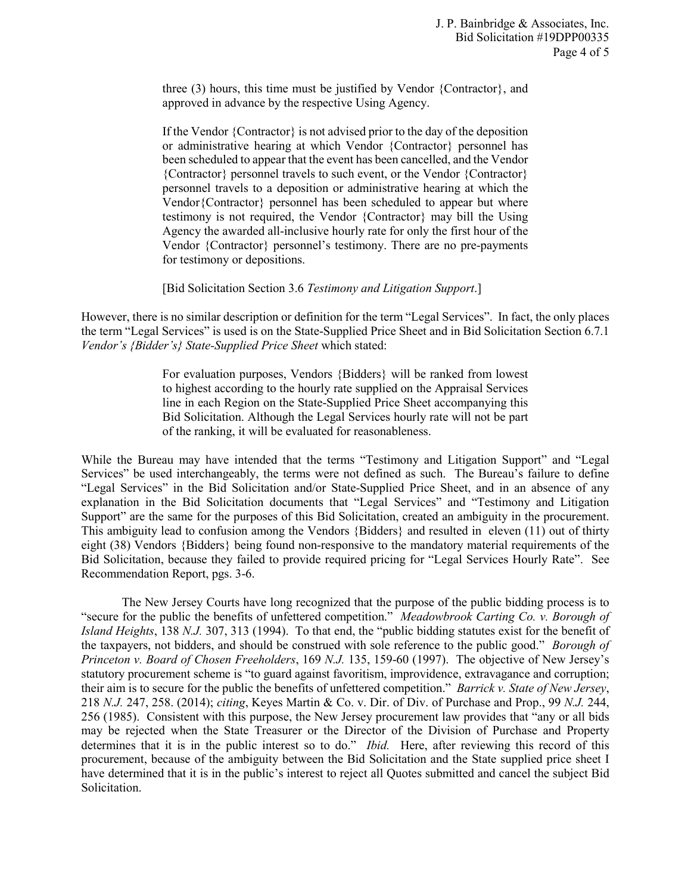> three (3) hours, this time must be justified by Vendor {Contractor}, and approved in advance by the respective Using Agency.
>
> If the Vendor {Contractor} is not advised prior to the day of the deposition or administrative hearing at which Vendor {Contractor} personnel has been scheduled to appear that the event has been cancelled, and the Vendor {Contractor} personnel travels to such event, or the Vendor {Contractor} personnel travels to a deposition or administrative hearing at which the Vendor{Contractor} personnel has been scheduled to appear but where testimony is not required, the Vendor {Contractor} may bill the Using Agency the awarded all-inclusive hourly rate for only the first hour of the Vendor {Contractor} personnel's testimony. There are no pre-payments for testimony or depositions.
>
> [Bid Solicitation Section 3.6 *Testimony and Litigation Support*.]

However, there is no similar description or definition for the term "Legal Services". In fact, the only places the term "Legal Services" is used is on the State-Supplied Price Sheet and in Bid Solicitation Section 6.7.1 *Vendor's {Bidder's} State-Supplied Price Sheet* which stated:

> For evaluation purposes, Vendors {Bidders} will be ranked from lowest to highest according to the hourly rate supplied on the Appraisal Services line in each Region on the State-Supplied Price Sheet accompanying this Bid Solicitation. Although the Legal Services hourly rate will not be part of the ranking, it will be evaluated for reasonableness.

While the Bureau may have intended that the terms "Testimony and Litigation Support" and "Legal Services" be used interchangeably, the terms were not defined as such. The Bureau's failure to define "Legal Services" in the Bid Solicitation and/or State-Supplied Price Sheet, and in an absence of any explanation in the Bid Solicitation documents that "Legal Services" and "Testimony and Litigation Support" are the same for the purposes of this Bid Solicitation, created an ambiguity in the procurement. This ambiguity lead to confusion among the Vendors {Bidders} and resulted in eleven (11) out of thirty eight (38) Vendors {Bidders} being found non-responsive to the mandatory material requirements of the Bid Solicitation, because they failed to provide required pricing for "Legal Services Hourly Rate". See Recommendation Report, pgs. 3-6.

The New Jersey Courts have long recognized that the purpose of the public bidding process is to "secure for the public the benefits of unfettered competition." *Meadowbrook Carting Co. v. Borough of Island Heights*, 138 *N.J.* 307, 313 (1994). To that end, the "public bidding statutes exist for the benefit of the taxpayers, not bidders, and should be construed with sole reference to the public good." *Borough of Princeton v. Board of Chosen Freeholders*, 169 *N.J.* 135, 159-60 (1997). The objective of New Jersey's statutory procurement scheme is "to guard against favoritism, improvidence, extravagance and corruption; their aim is to secure for the public the benefits of unfettered competition." *Barrick v. State of New Jersey*, 218 *N.J.* 247, 258. (2014); *citing*, Keyes Martin & Co. v. Dir. of Div. of Purchase and Prop., 99 *N.J.* 244, 256 (1985). Consistent with this purpose, the New Jersey procurement law provides that "any or all bids may be rejected when the State Treasurer or the Director of the Division of Purchase and Property determines that it is in the public interest so to do." *Ibid.* Here, after reviewing this record of this procurement, because of the ambiguity between the Bid Solicitation and the State supplied price sheet I have determined that it is in the public's interest to reject all Quotes submitted and cancel the subject Bid Solicitation.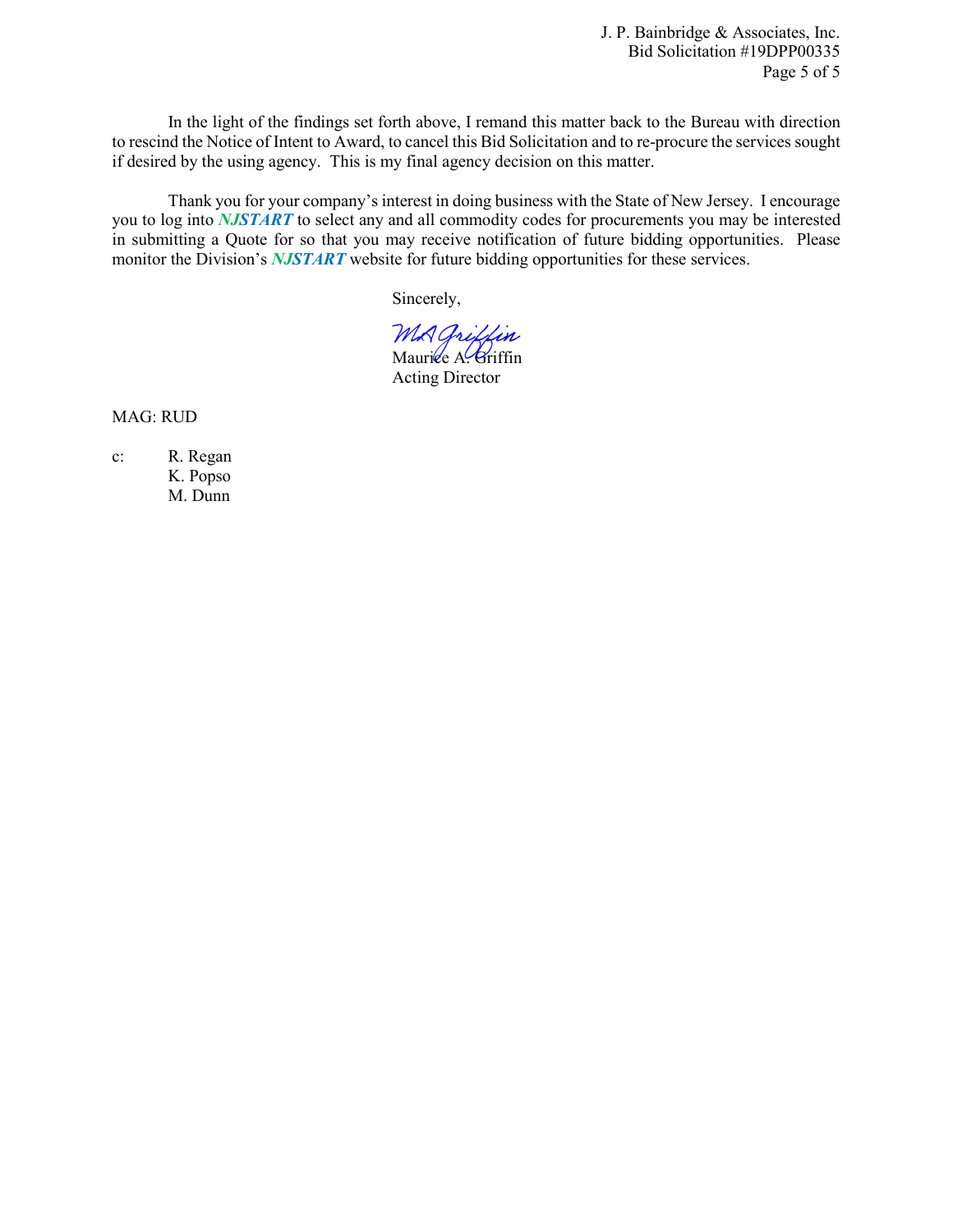In the light of the findings set forth above, I remand this matter back to the Bureau with direction to rescind the Notice of Intent to Award, to cancel this Bid Solicitation and to re-procure the services sought if desired by the using agency. This is my final agency decision on this matter.

Thank you for your company's interest in doing business with the State of New Jersey. I encourage you to log into ***NJSTART*** to select any and all commodity codes for procurements you may be interested in submitting a Quote for so that you may receive notification of future bidding opportunities. Please monitor the Division's ***NJSTART*** website for future bidding opportunities for these services.

Sincerely,

MA Griffin
Maurice A. Griffin
Acting Director

MAG: RUD

c: R. Regan
K. Popso
M. Dunn